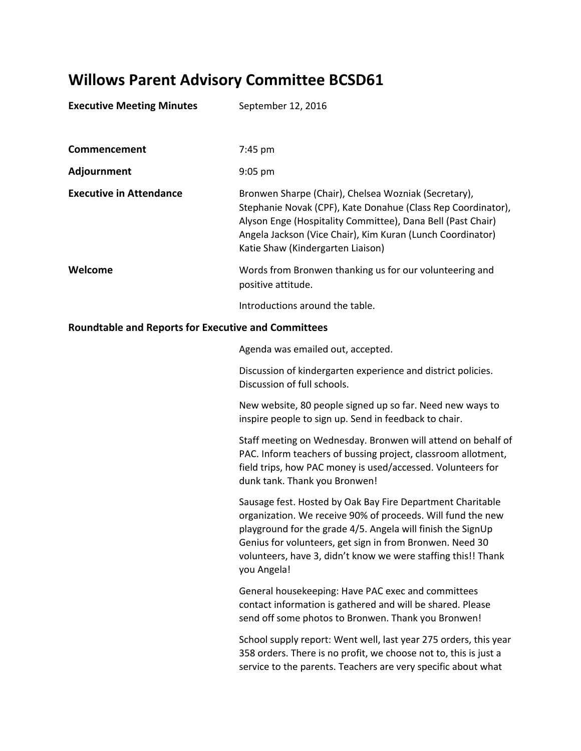# Willows Parent Advisory Committee BCSD61

**Executive Meeting Minutes** September 12, 2016

**Commencement** 7:45 pm

**Adjournment** 9:05 pm

**Executive in Attendance** Bronwen Sharpe (Chair), Chelsea Wozniak (Secretary), Stephanie Novak (CPF), Kate Donahue (Class Rep Coordinator), Alyson Enge (Hospitality Committee), Dana Bell (Past Chair) Angela Jackson (Vice Chair), Kim Kuran (Lunch Coordinator) Katie Shaw (Kindergarten Liaison)

**Welcome** Words from Bronwen thanking us for our volunteering and positive attitude.

Introductions around the table.

## Roundtable and Reports for Executive and Committees

Agenda was emailed out, accepted.

Discussion of kindergarten experience and district policies. Discussion of full schools.

New website, 80 people signed up so far. Need new ways to inspire people to sign up. Send in feedback to chair.

Staff meeting on Wednesday. Bronwen will attend on behalf of PAC. Inform teachers of bussing project, classroom allotment, field trips, how PAC money is used/accessed. Volunteers for dunk tank. Thank you Bronwen!

Sausage fest. Hosted by Oak Bay Fire Department Charitable organization. We receive 90% of proceeds. Will fund the new playground for the grade 4/5. Angela will finish the SignUp Genius for volunteers, get sign in from Bronwen. Need 30 volunteers, have 3, didn't know we were staffing this!! Thank you Angela!

General housekeeping: Have PAC exec and committees contact information is gathered and will be shared. Please send off some photos to Bronwen. Thank you Bronwen!

School supply report: Went well, last year 275 orders, this year 358 orders. There is no profit, we choose not to, this is just a service to the parents. Teachers are very specific about what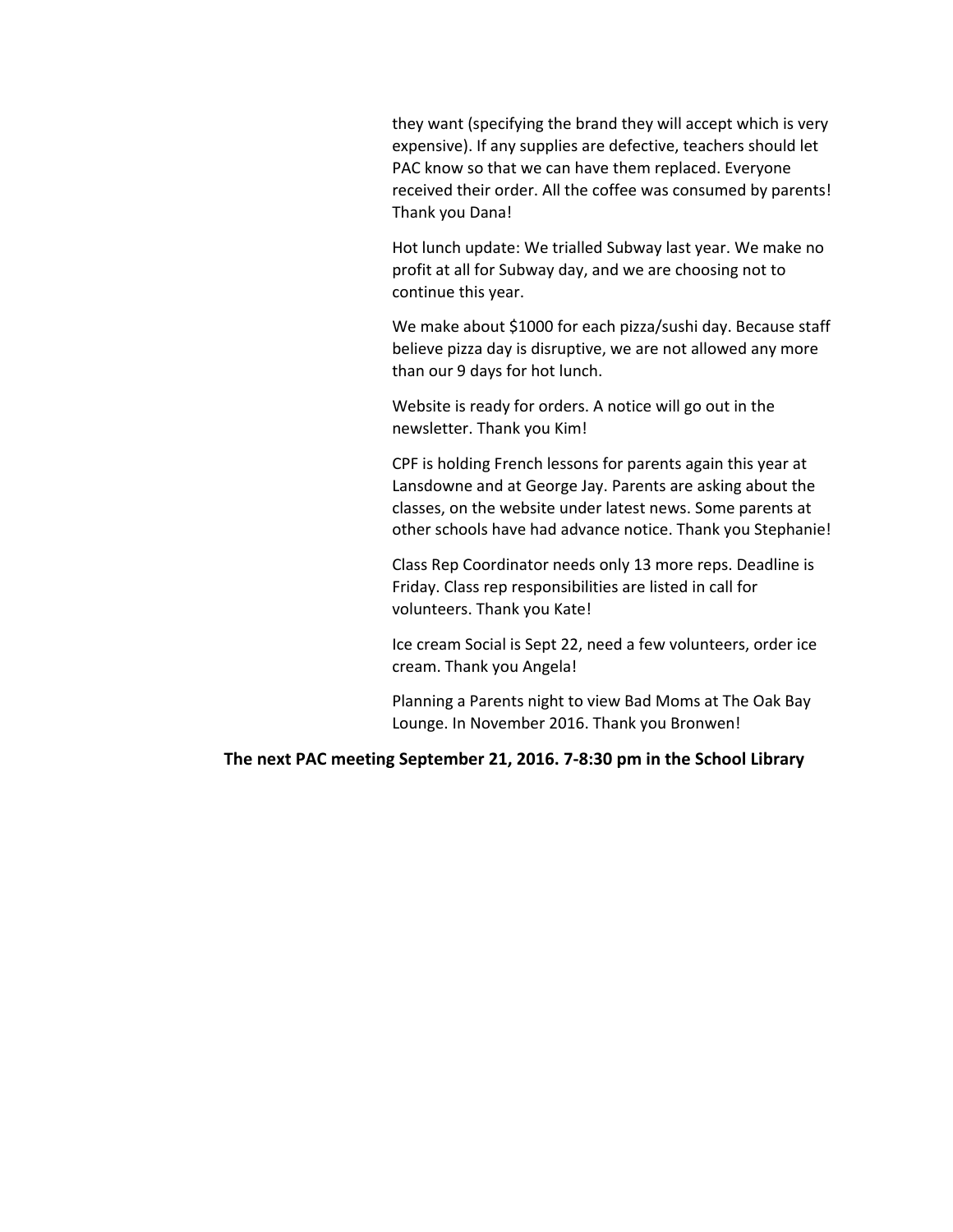they want (specifying the brand they will accept which is very expensive). If any supplies are defective, teachers should let PAC know so that we can have them replaced. Everyone received their order. All the coffee was consumed by parents! Thank you Dana!

Hot lunch update: We trialled Subway last year. We make no profit at all for Subway day, and we are choosing not to continue this year.

We make about $1000 for each pizza/sushi day. Because staff believe pizza day is disruptive, we are not allowed any more than our 9 days for hot lunch.

Website is ready for orders. A notice will go out in the newsletter. Thank you Kim!

CPF is holding French lessons for parents again this year at Lansdowne and at George Jay. Parents are asking about the classes, on the website under latest news. Some parents at other schools have had advance notice. Thank you Stephanie!

Class Rep Coordinator needs only 13 more reps. Deadline is Friday. Class rep responsibilities are listed in call for volunteers. Thank you Kate!

Ice cream Social is Sept 22, need a few volunteers, order ice cream. Thank you Angela!

Planning a Parents night to view Bad Moms at The Oak Bay Lounge. In November 2016. Thank you Bronwen!

**The next PAC meeting September 21, 2016. 7-8:30 pm in the School Library**